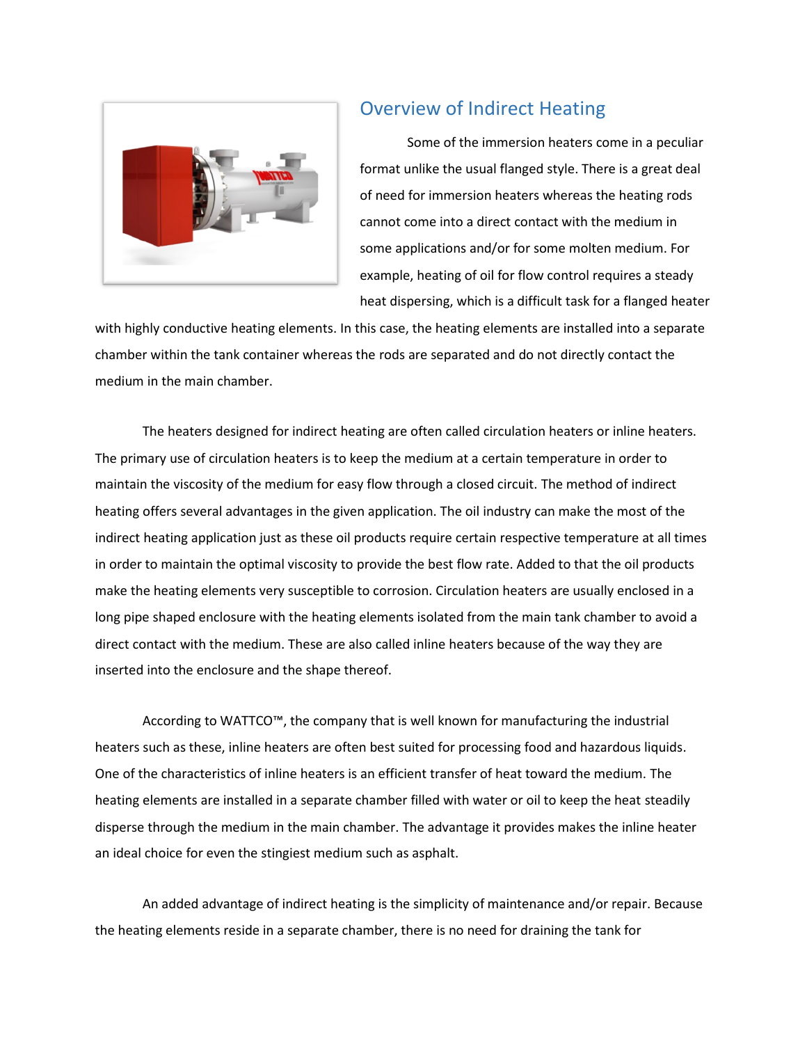## Overview of Indirect Heating

Some of the immersion heaters come in a peculiar format unlike the usual flanged style. There is a great deal of need for immersion heaters whereas the heating rods cannot come into a direct contact with the medium in some applications and/or for some molten medium. For example, heating of oil for flow control requires a steady heat dispersing, which is a difficult task for a flanged heater with highly conductive heating elements. In this case, the heating elements are installed into a separate chamber within the tank container whereas the rods are separated and do not directly contact the medium in the main chamber.

The heaters designed for indirect heating are often called circulation heaters or inline heaters. The primary use of circulation heaters is to keep the medium at a certain temperature in order to maintain the viscosity of the medium for easy flow through a closed circuit. The method of indirect heating offers several advantages in the given application. The oil industry can make the most of the indirect heating application just as these oil products require certain respective temperature at all times in order to maintain the optimal viscosity to provide the best flow rate. Added to that the oil products make the heating elements very susceptible to corrosion. Circulation heaters are usually enclosed in a long pipe shaped enclosure with the heating elements isolated from the main tank chamber to avoid a direct contact with the medium. These are also called inline heaters because of the way they are inserted into the enclosure and the shape thereof.

According to WATTCO™, the company that is well known for manufacturing the industrial heaters such as these, inline heaters are often best suited for processing food and hazardous liquids. One of the characteristics of inline heaters is an efficient transfer of heat toward the medium. The heating elements are installed in a separate chamber filled with water or oil to keep the heat steadily disperse through the medium in the main chamber. The advantage it provides makes the inline heater an ideal choice for even the stingiest medium such as asphalt.

An added advantage of indirect heating is the simplicity of maintenance and/or repair. Because the heating elements reside in a separate chamber, there is no need for draining the tank for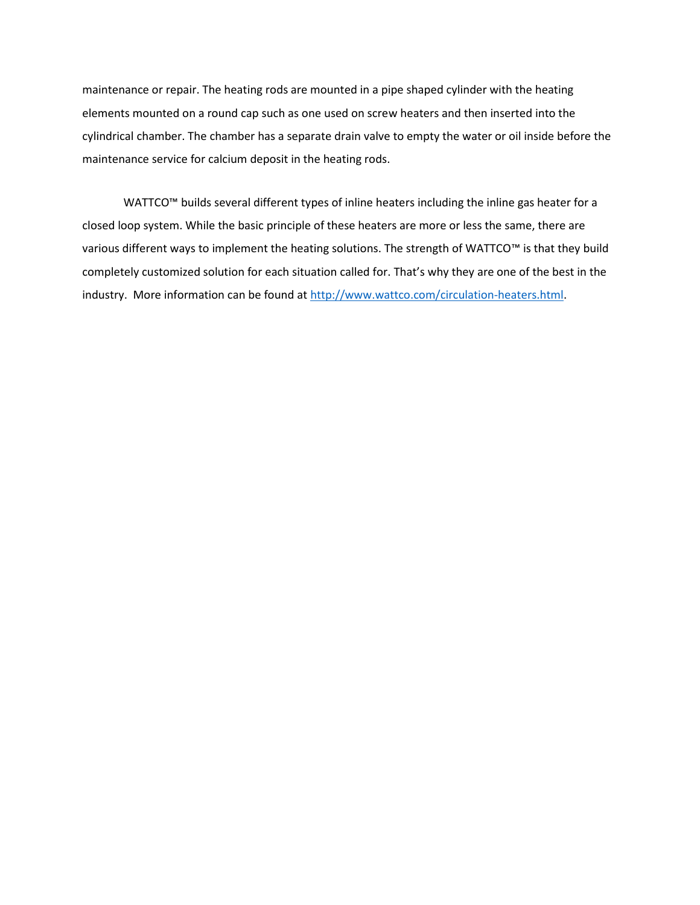maintenance or repair. The heating rods are mounted in a pipe shaped cylinder with the heating elements mounted on a round cap such as one used on screw heaters and then inserted into the cylindrical chamber. The chamber has a separate drain valve to empty the water or oil inside before the maintenance service for calcium deposit in the heating rods.

WATTCO™ builds several different types of inline heaters including the inline gas heater for a closed loop system. While the basic principle of these heaters are more or less the same, there are various different ways to implement the heating solutions. The strength of WATTCO™ is that they build completely customized solution for each situation called for. That's why they are one of the best in the industry. More information can be found at [http://www.wattco.com/circulation-heaters.html](http://www.wattco.com/circulation-heaters.html).